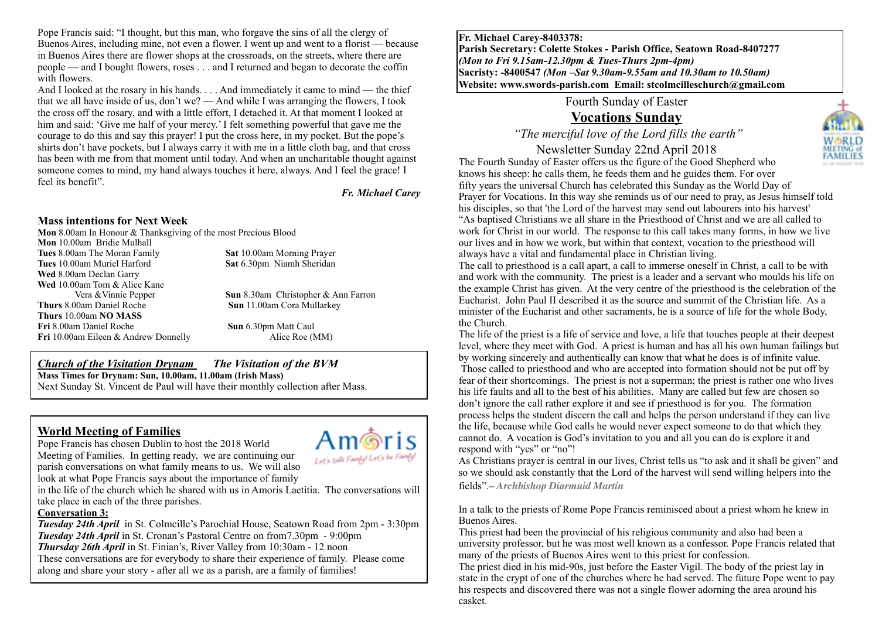Pope Francis said: "I thought, but this man, who forgave the sins of all the clergy of Buenos Aires, including mine, not even a flower. I went up and went to a florist — because in Buenos Aires there are flower shops at the crossroads, on the streets, where there are people — and I bought flowers, roses . . . and I returned and began to decorate the coffin with flowers.

And I looked at the rosary in his hands. . . . And immediately it came to mind — the thief that we all have inside of us, don't we? — And while I was arranging the flowers, I took the cross off the rosary, and with a little effort, I detached it. At that moment I looked at him and said: 'Give me half of your mercy.' I felt something powerful that gave me the courage to do this and say this prayer! I put the cross here, in my pocket. But the pope's shirts don't have pockets, but I always carry it with me in a little cloth bag, and that cross has been with me from that moment until today. And when an uncharitable thought against someone comes to mind, my hand always touches it here, always. And I feel the grace! I feel its benefit".

***Fr. Michael Carey***

## Mass intentions for Next Week

**Mon** 8.00am In Honour & Thanksgiving of the most Precious Blood
**Mon** 10.00am Bridie Mulhall
**Tues** 8.00am The Moran Family
**Tues** 10.00am Muriel Harford
**Wed** 8.00am Declan Garry
**Wed** 10.00am Tom & Alice Kane
Vera & Vinnie Pepper
**Thurs** 8.00am Daniel Roche
**Thurs** 10.00am **NO MASS**
**Fri** 8.00am Daniel Roche
**Fri** 10.00am Eileen & Andrew Donnelly

**Sat** 10.00am Morning Prayer
**Sat** 6.30pm Niamh Sheridan
**Sun** 8.30am Christopher & Ann Farron
**Sun** 11.00am Cora Mullarkey
**Sun** 6.30pm Matt Caul
Alice Roe (MM)

***Church of the Visitation Drynam*** ***The Visitation of the BVM***
**Mass Times for Drynam: Sun, 10.00am, 11.00am (Irish Mass)**
Next Sunday St. Vincent de Paul will have their monthly collection after Mass.

## World Meeting of Families

Amoris — Let's talk Family! Let's be Family!

Pope Francis has chosen Dublin to host the 2018 World Meeting of Families. In getting ready, we are continuing our parish conversations on what family means to us. We will also look at what Pope Francis says about the importance of family in the life of the church which he shared with us in Amoris Laetitia. The conversations will take place in each of the three parishes.

**Conversation 3:**
***Tuesday 24th April*** in St. Colmcille's Parochial House, Seatown Road from 2pm - 3:30pm
***Tuesday 24th April*** in St. Cronan's Pastoral Centre on from7.30pm - 9:00pm
***Thursday 26th April*** in St. Finian's, River Valley from 10:30am - 12 noon
These conversations are for everybody to share their experience of family. Please come along and share your story - after all we as a parish, are a family of families!

**Fr. Michael Carey-8403378:**
**Parish Secretary: Colette Stokes - Parish Office, Seatown Road-8407277**
***(Mon to Fri 9.15am-12.30pm & Tues-Thurs 2pm-4pm)***
**Sacristy: -8400547** ***(Mon –Sat 9.30am-9.55am and 10.30am to 10.50am)***
**Website: www.swords-parish.com Email: stcolmcilleschurch@gmail.com**

Fourth Sunday of Easter

# Vocations Sunday

*"The merciful love of the Lord fills the earth"*

Newsletter Sunday 22nd April 2018

The Fourth Sunday of Easter offers us the figure of the Good Shepherd who knows his sheep: he calls them, he feeds them and he guides them. For over fifty years the universal Church has celebrated this Sunday as the World Day of Prayer for Vocations. In this way she reminds us of our need to pray, as Jesus himself told his disciples, so that 'the Lord of the harvest may send out labourers into his harvest'

"As baptised Christians we all share in the Priesthood of Christ and we are all called to work for Christ in our world. The response to this call takes many forms, in how we live our lives and in how we work, but within that context, vocation to the priesthood will always have a vital and fundamental place in Christian living.

The call to priesthood is a call apart, a call to immerse oneself in Christ, a call to be with and work with the community. The priest is a leader and a servant who moulds his life on the example Christ has given. At the very centre of the priesthood is the celebration of the Eucharist. John Paul II described it as the source and summit of the Christian life. As a minister of the Eucharist and other sacraments, he is a source of life for the whole Body, the Church.

The life of the priest is a life of service and love, a life that touches people at their deepest level, where they meet with God. A priest is human and has all his own human failings but by working sincerely and authentically can know that what he does is of infinite value. Those called to priesthood and who are accepted into formation should not be put off by fear of their shortcomings. The priest is not a superman; the priest is rather one who lives his life faults and all to the best of his abilities. Many are called but few are chosen so don't ignore the call rather explore it and see if priesthood is for you. The formation process helps the student discern the call and helps the person understand if they can live the life, because while God calls he would never expect someone to do that which they cannot do. A vocation is God's invitation to you and all you can do is explore it and respond with "yes" or "no"!

As Christians prayer is central in our lives, Christ tells us "to ask and it shall be given" and so we should ask constantly that the Lord of the harvest will send willing helpers into the fields".– ***Archbishop Diarmuid Martin***

In a talk to the priests of Rome Pope Francis reminisced about a priest whom he knew in Buenos Aires.

This priest had been the provincial of his religious community and also had been a university professor, but he was most well known as a confessor. Pope Francis related that many of the priests of Buenos Aires went to this priest for confession.

The priest died in his mid-90s, just before the Easter Vigil. The body of the priest lay in state in the crypt of one of the churches where he had served. The future Pope went to pay his respects and discovered there was not a single flower adorning the area around his casket.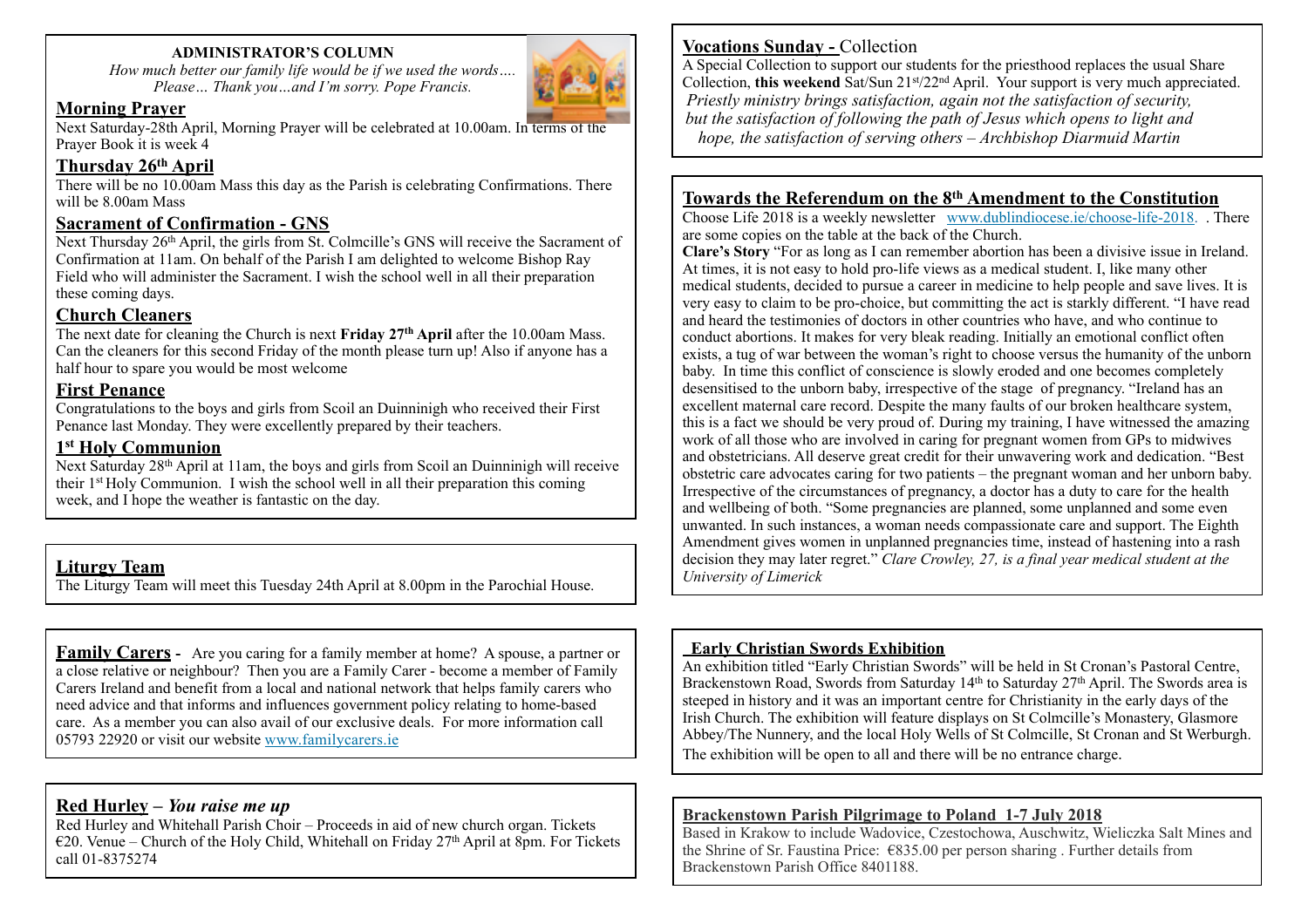**ADMINISTRATOR'S COLUMN**

*How much better our family life would be if we used the words…. Please… Thank you…and I'm sorry. Pope Francis.*

## Morning Prayer

Next Saturday-28th April, Morning Prayer will be celebrated at 10.00am. In terms of the Prayer Book it is week 4

## Thursday 26th April

There will be no 10.00am Mass this day as the Parish is celebrating Confirmations. There will be 8.00am Mass

## Sacrament of Confirmation - GNS

Next Thursday 26th April, the girls from St. Colmcille's GNS will receive the Sacrament of Confirmation at 11am. On behalf of the Parish I am delighted to welcome Bishop Ray Field who will administer the Sacrament. I wish the school well in all their preparation these coming days.

## Church Cleaners

The next date for cleaning the Church is next **Friday 27th April** after the 10.00am Mass. Can the cleaners for this second Friday of the month please turn up! Also if anyone has a half hour to spare you would be most welcome

## First Penance

Congratulations to the boys and girls from Scoil an Duinninigh who received their First Penance last Monday. They were excellently prepared by their teachers.

## 1st Holy Communion

Next Saturday 28th April at 11am, the boys and girls from Scoil an Duinninigh will receive their 1st Holy Communion. I wish the school well in all their preparation this coming week, and I hope the weather is fantastic on the day.

## Liturgy Team

The Liturgy Team will meet this Tuesday 24th April at 8.00pm in the Parochial House.

**Family Carers** - Are you caring for a family member at home? A spouse, a partner or a close relative or neighbour? Then you are a Family Carer - become a member of Family Carers Ireland and benefit from a local and national network that helps family carers who need advice and that informs and influences government policy relating to home-based care. As a member you can also avail of our exclusive deals. For more information call 05793 22920 or visit our website www.familycarers.ie

## Red Hurley – *You raise me up*

Red Hurley and Whitehall Parish Choir – Proceeds in aid of new church organ. Tickets €20. Venue – Church of the Holy Child, Whitehall on Friday 27th April at 8pm. For Tickets call 01-8375274

## Vocations Sunday - Collection

A Special Collection to support our students for the priesthood replaces the usual Share Collection, **this weekend** Sat/Sun 21st/22nd April. Your support is very much appreciated.

*Priestly ministry brings satisfaction, again not the satisfaction of security, but the satisfaction of following the path of Jesus which opens to light and hope, the satisfaction of serving others – Archbishop Diarmuid Martin*

## Towards the Referendum on the 8th Amendment to the Constitution

Choose Life 2018 is a weekly newsletter www.dublindiocese.ie/choose-life-2018. . There are some copies on the table at the back of the Church.

**Clare's Story** "For as long as I can remember abortion has been a divisive issue in Ireland. At times, it is not easy to hold pro-life views as a medical student. I, like many other medical students, decided to pursue a career in medicine to help people and save lives. It is very easy to claim to be pro-choice, but committing the act is starkly different. "I have read and heard the testimonies of doctors in other countries who have, and who continue to conduct abortions. It makes for very bleak reading. Initially an emotional conflict often exists, a tug of war between the woman's right to choose versus the humanity of the unborn baby. In time this conflict of conscience is slowly eroded and one becomes completely desensitised to the unborn baby, irrespective of the stage of pregnancy. "Ireland has an excellent maternal care record. Despite the many faults of our broken healthcare system, this is a fact we should be very proud of. During my training, I have witnessed the amazing work of all those who are involved in caring for pregnant women from GPs to midwives and obstetricians. All deserve great credit for their unwavering work and dedication. "Best obstetric care advocates caring for two patients – the pregnant woman and her unborn baby. Irrespective of the circumstances of pregnancy, a doctor has a duty to care for the health and wellbeing of both. "Some pregnancies are planned, some unplanned and some even unwanted. In such instances, a woman needs compassionate care and support. The Eighth Amendment gives women in unplanned pregnancies time, instead of hastening into a rash decision they may later regret." *Clare Crowley, 27, is a final year medical student at the University of Limerick*

## Early Christian Swords Exhibition

An exhibition titled "Early Christian Swords" will be held in St Cronan's Pastoral Centre, Brackenstown Road, Swords from Saturday 14th to Saturday 27th April. The Swords area is steeped in history and it was an important centre for Christianity in the early days of the Irish Church. The exhibition will feature displays on St Colmcille's Monastery, Glasmore Abbey/The Nunnery, and the local Holy Wells of St Colmcille, St Cronan and St Werburgh. The exhibition will be open to all and there will be no entrance charge.

## Brackenstown Parish Pilgrimage to Poland 1-7 July 2018

Based in Krakow to include Wadovice, Czestochowa, Auschwitz, Wieliczka Salt Mines and the Shrine of Sr. Faustina Price: €835.00 per person sharing . Further details from Brackenstown Parish Office 8401188.